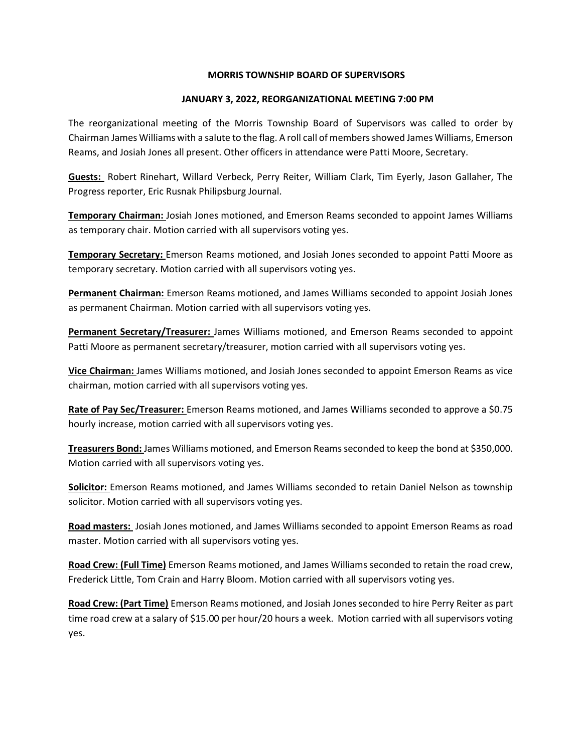**MORRIS TOWNSHIP BOARD OF SUPERVISORS**

**JANUARY 3, 2022, REORGANIZATIONAL MEETING 7:00 PM**

The reorganizational meeting of the Morris Township Board of Supervisors was called to order by Chairman James Williams with a salute to the flag. A roll call of members showed James Williams, Emerson Reams, and Josiah Jones all present. Other officers in attendance were Patti Moore, Secretary.

**Guests:** Robert Rinehart, Willard Verbeck, Perry Reiter, William Clark, Tim Eyerly, Jason Gallaher, The Progress reporter, Eric Rusnak Philipsburg Journal.

**Temporary Chairman:** Josiah Jones motioned, and Emerson Reams seconded to appoint James Williams as temporary chair. Motion carried with all supervisors voting yes.

**Temporary Secretary:** Emerson Reams motioned, and Josiah Jones seconded to appoint Patti Moore as temporary secretary. Motion carried with all supervisors voting yes.

**Permanent Chairman:** Emerson Reams motioned, and James Williams seconded to appoint Josiah Jones as permanent Chairman. Motion carried with all supervisors voting yes.

**Permanent Secretary/Treasurer:** James Williams motioned, and Emerson Reams seconded to appoint Patti Moore as permanent secretary/treasurer, motion carried with all supervisors voting yes.

**Vice Chairman:** James Williams motioned, and Josiah Jones seconded to appoint Emerson Reams as vice chairman, motion carried with all supervisors voting yes.

**Rate of Pay Sec/Treasurer:** Emerson Reams motioned, and James Williams seconded to approve a $0.75 hourly increase, motion carried with all supervisors voting yes.

**Treasurers Bond:** James Williams motioned, and Emerson Reams seconded to keep the bond at $350,000. Motion carried with all supervisors voting yes.

**Solicitor:** Emerson Reams motioned, and James Williams seconded to retain Daniel Nelson as township solicitor. Motion carried with all supervisors voting yes.

**Road masters:** Josiah Jones motioned, and James Williams seconded to appoint Emerson Reams as road master. Motion carried with all supervisors voting yes.

**Road Crew: (Full Time)** Emerson Reams motioned, and James Williams seconded to retain the road crew, Frederick Little, Tom Crain and Harry Bloom. Motion carried with all supervisors voting yes.

**Road Crew: (Part Time)** Emerson Reams motioned, and Josiah Jones seconded to hire Perry Reiter as part time road crew at a salary of $15.00 per hour/20 hours a week. Motion carried with all supervisors voting yes.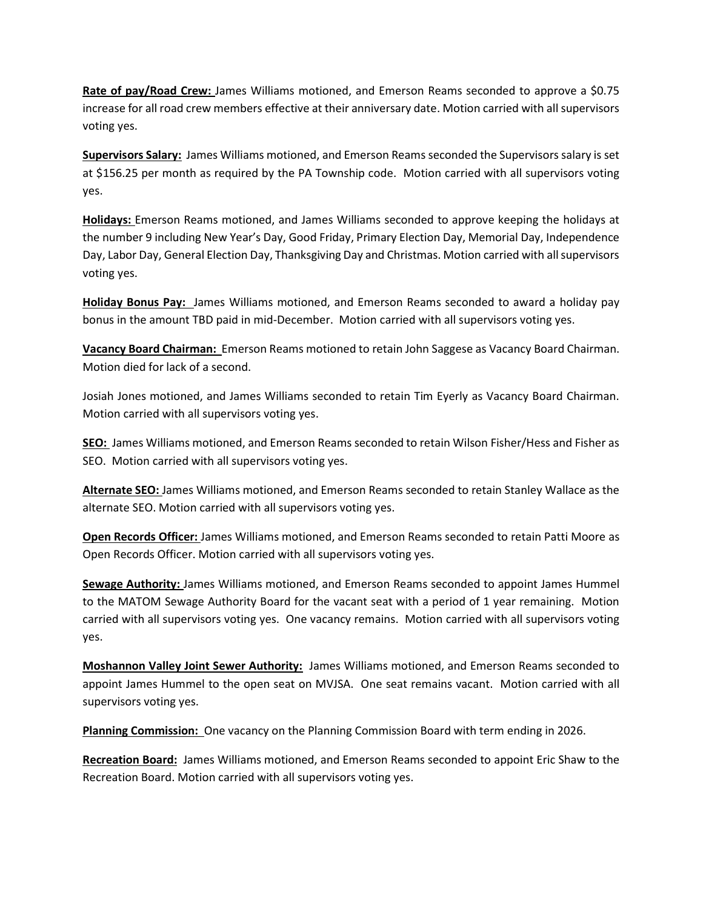**Rate of pay/Road Crew:** James Williams motioned, and Emerson Reams seconded to approve a $0.75 increase for all road crew members effective at their anniversary date. Motion carried with all supervisors voting yes.

**Supervisors Salary:** James Williams motioned, and Emerson Reams seconded the Supervisors salary is set at $156.25 per month as required by the PA Township code. Motion carried with all supervisors voting yes.

**Holidays:** Emerson Reams motioned, and James Williams seconded to approve keeping the holidays at the number 9 including New Year's Day, Good Friday, Primary Election Day, Memorial Day, Independence Day, Labor Day, General Election Day, Thanksgiving Day and Christmas. Motion carried with all supervisors voting yes.

**Holiday Bonus Pay:** James Williams motioned, and Emerson Reams seconded to award a holiday pay bonus in the amount TBD paid in mid-December. Motion carried with all supervisors voting yes.

**Vacancy Board Chairman:** Emerson Reams motioned to retain John Saggese as Vacancy Board Chairman. Motion died for lack of a second.

Josiah Jones motioned, and James Williams seconded to retain Tim Eyerly as Vacancy Board Chairman. Motion carried with all supervisors voting yes.

**SEO:** James Williams motioned, and Emerson Reams seconded to retain Wilson Fisher/Hess and Fisher as SEO. Motion carried with all supervisors voting yes.

**Alternate SEO:** James Williams motioned, and Emerson Reams seconded to retain Stanley Wallace as the alternate SEO. Motion carried with all supervisors voting yes.

**Open Records Officer:** James Williams motioned, and Emerson Reams seconded to retain Patti Moore as Open Records Officer. Motion carried with all supervisors voting yes.

**Sewage Authority:** James Williams motioned, and Emerson Reams seconded to appoint James Hummel to the MATOM Sewage Authority Board for the vacant seat with a period of 1 year remaining. Motion carried with all supervisors voting yes. One vacancy remains. Motion carried with all supervisors voting yes.

**Moshannon Valley Joint Sewer Authority:** James Williams motioned, and Emerson Reams seconded to appoint James Hummel to the open seat on MVJSA. One seat remains vacant. Motion carried with all supervisors voting yes.

**Planning Commission:** One vacancy on the Planning Commission Board with term ending in 2026.

**Recreation Board:** James Williams motioned, and Emerson Reams seconded to appoint Eric Shaw to the Recreation Board. Motion carried with all supervisors voting yes.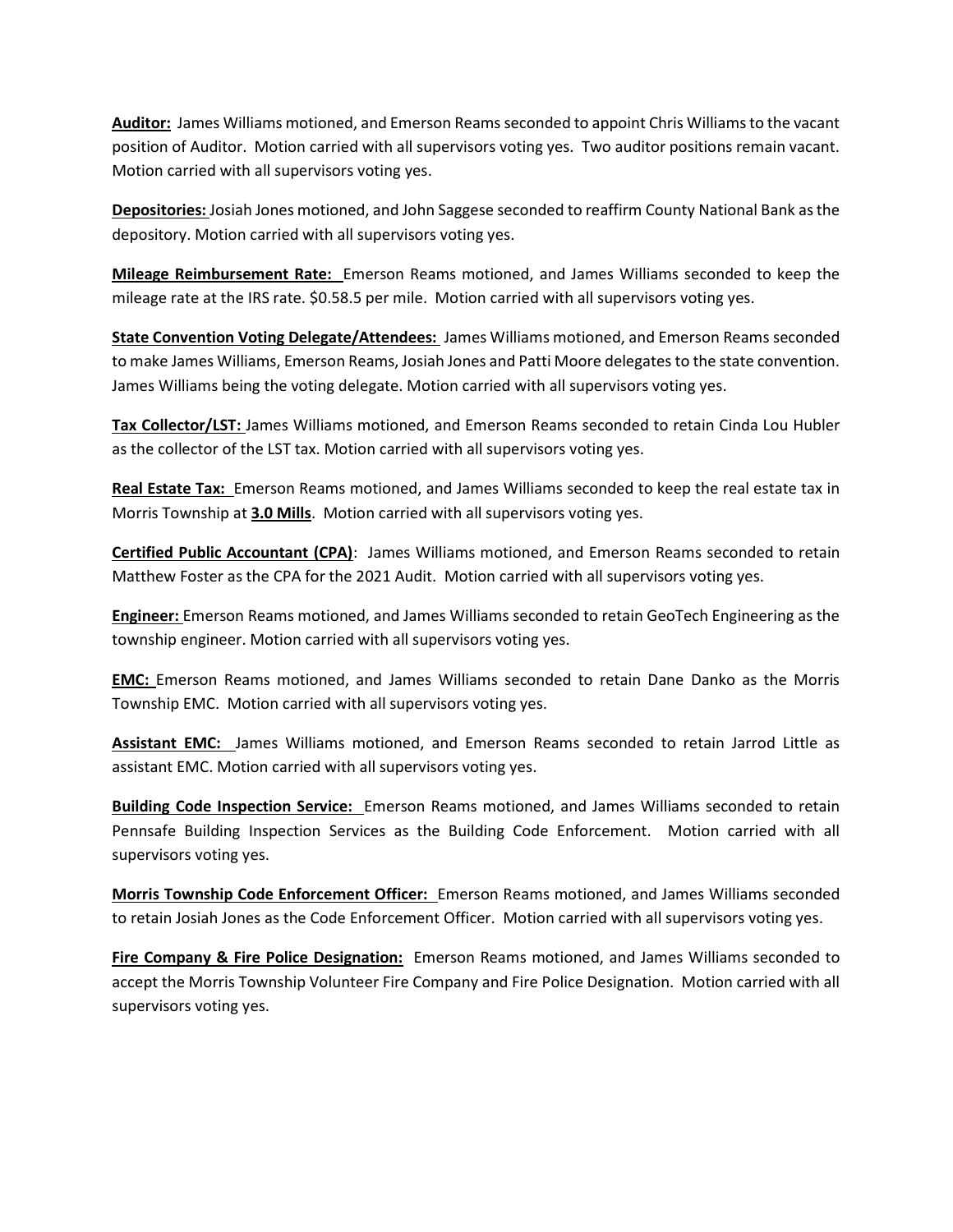**Auditor:** James Williams motioned, and Emerson Reams seconded to appoint Chris Williams to the vacant position of Auditor. Motion carried with all supervisors voting yes. Two auditor positions remain vacant. Motion carried with all supervisors voting yes.

**Depositories:** Josiah Jones motioned, and John Saggese seconded to reaffirm County National Bank as the depository. Motion carried with all supervisors voting yes.

**Mileage Reimbursement Rate:** Emerson Reams motioned, and James Williams seconded to keep the mileage rate at the IRS rate. $0.58.5 per mile. Motion carried with all supervisors voting yes.

**State Convention Voting Delegate/Attendees:** James Williams motioned, and Emerson Reams seconded to make James Williams, Emerson Reams, Josiah Jones and Patti Moore delegates to the state convention. James Williams being the voting delegate. Motion carried with all supervisors voting yes.

**Tax Collector/LST:** James Williams motioned, and Emerson Reams seconded to retain Cinda Lou Hubler as the collector of the LST tax. Motion carried with all supervisors voting yes.

**Real Estate Tax:** Emerson Reams motioned, and James Williams seconded to keep the real estate tax in Morris Township at **3.0 Mills**. Motion carried with all supervisors voting yes.

**Certified Public Accountant (CPA)**: James Williams motioned, and Emerson Reams seconded to retain Matthew Foster as the CPA for the 2021 Audit. Motion carried with all supervisors voting yes.

**Engineer:** Emerson Reams motioned, and James Williams seconded to retain GeoTech Engineering as the township engineer. Motion carried with all supervisors voting yes.

**EMC:** Emerson Reams motioned, and James Williams seconded to retain Dane Danko as the Morris Township EMC. Motion carried with all supervisors voting yes.

**Assistant EMC:** James Williams motioned, and Emerson Reams seconded to retain Jarrod Little as assistant EMC. Motion carried with all supervisors voting yes.

**Building Code Inspection Service:** Emerson Reams motioned, and James Williams seconded to retain Pennsafe Building Inspection Services as the Building Code Enforcement. Motion carried with all supervisors voting yes.

**Morris Township Code Enforcement Officer:** Emerson Reams motioned, and James Williams seconded to retain Josiah Jones as the Code Enforcement Officer. Motion carried with all supervisors voting yes.

**Fire Company & Fire Police Designation:** Emerson Reams motioned, and James Williams seconded to accept the Morris Township Volunteer Fire Company and Fire Police Designation. Motion carried with all supervisors voting yes.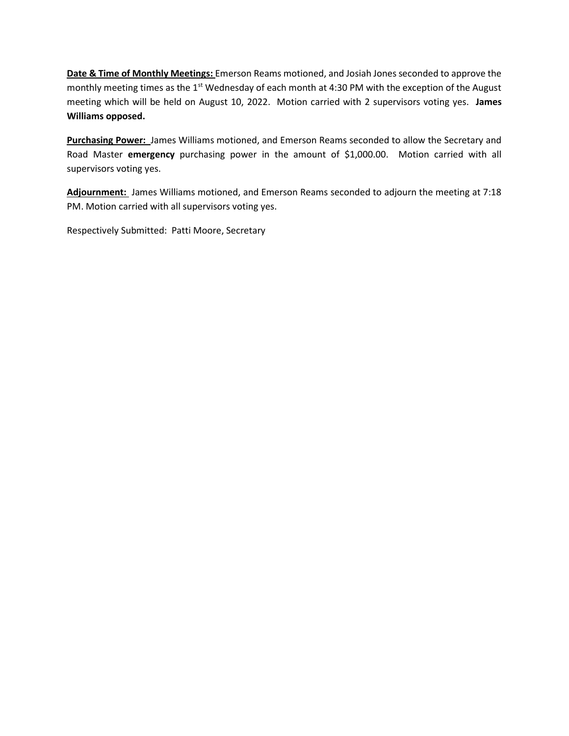**<u>Date & Time of Monthly Meetings:</u>** Emerson Reams motioned, and Josiah Jones seconded to approve the monthly meeting times as the 1st Wednesday of each month at 4:30 PM with the exception of the August meeting which will be held on August 10, 2022. Motion carried with 2 supervisors voting yes. **James Williams opposed.**

**<u>Purchasing Power:</u>** James Williams motioned, and Emerson Reams seconded to allow the Secretary and Road Master **emergency** purchasing power in the amount of $1,000.00. Motion carried with all supervisors voting yes.

**<u>Adjournment:</u>** James Williams motioned, and Emerson Reams seconded to adjourn the meeting at 7:18 PM. Motion carried with all supervisors voting yes.

Respectively Submitted: Patti Moore, Secretary